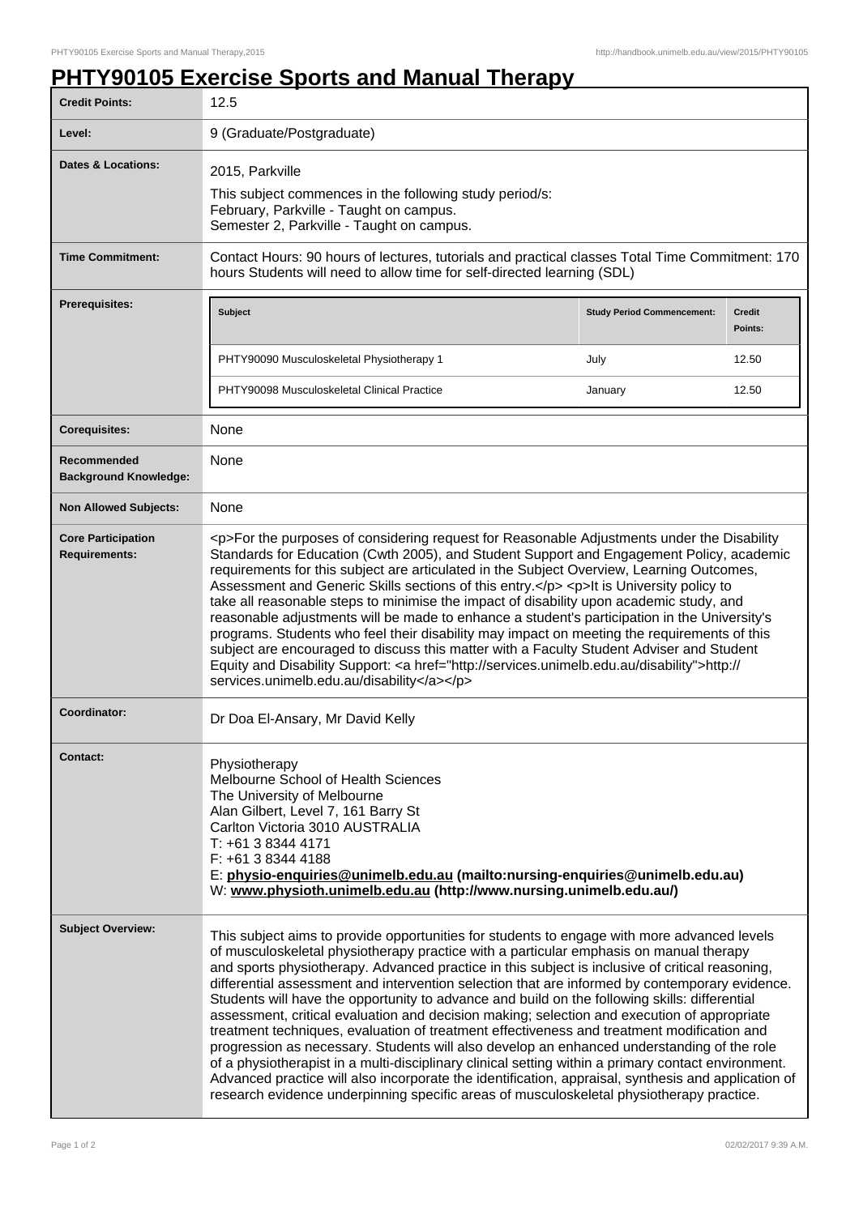# PHTY90105 Exercise Sports and Manual Therapy

| | |
|---|---|
| **Credit Points:** | 12.5 |
| **Level:** | 9 (Graduate/Postgraduate) |
| **Dates & Locations:** | 2015, Parkville<br>This subject commences in the following study period/s:<br>February, Parkville - Taught on campus.<br>Semester 2, Parkville - Taught on campus. |
| **Time Commitment:** | Contact Hours: 90 hours of lectures, tutorials and practical classes Total Time Commitment: 170 hours Students will need to allow time for self-directed learning (SDL) |
| **Prerequisites:** | (see table below) |
| **Corequisites:** | None |
| **Recommended Background Knowledge:** | None |
| **Non Allowed Subjects:** | None |
| **Core Participation Requirements:** | <p>For the purposes of considering request for Reasonable Adjustments under the Disability Standards for Education (Cwth 2005), and Student Support and Engagement Policy, academic requirements for this subject are articulated in the Subject Overview, Learning Outcomes, Assessment and Generic Skills sections of this entry.</p> <p>It is University policy to take all reasonable steps to minimise the impact of disability upon academic study, and reasonable adjustments will be made to enhance a student's participation in the University's programs. Students who feel their disability may impact on meeting the requirements of this subject are encouraged to discuss this matter with a Faculty Student Adviser and Student Equity and Disability Support: <a href="http://services.unimelb.edu.au/disability">http://services.unimelb.edu.au/disability</a></p> |
| **Coordinator:** | Dr Doa El-Ansary, Mr David Kelly |
| **Contact:** | Physiotherapy<br>Melbourne School of Health Sciences<br>The University of Melbourne<br>Alan Gilbert, Level 7, 161 Barry St<br>Carlton Victoria 3010 AUSTRALIA<br>T: +61 3 8344 4171<br>F: +61 3 8344 4188<br>E: **physio-enquiries@unimelb.edu.au (mailto:nursing-enquiries@unimelb.edu.au)**<br>W: **www.physioth.unimelb.edu.au (http://www.nursing.unimelb.edu.au/)** |
| **Subject Overview:** | This subject aims to provide opportunities for students to engage with more advanced levels of musculoskeletal physiotherapy practice with a particular emphasis on manual therapy and sports physiotherapy. Advanced practice in this subject is inclusive of critical reasoning, differential assessment and intervention selection that are informed by contemporary evidence. Students will have the opportunity to advance and build on the following skills: differential assessment, critical evaluation and decision making; selection and execution of appropriate treatment techniques, evaluation of treatment effectiveness and treatment modification and progression as necessary. Students will also develop an enhanced understanding of the role of a physiotherapist in a multi-disciplinary clinical setting within a primary contact environment. Advanced practice will also incorporate the identification, appraisal, synthesis and application of research evidence underpinning specific areas of musculoskeletal physiotherapy practice. |

**Prerequisites:**

| Subject | Study Period Commencement: | Credit Points: |
|---|---|---|
| PHTY90090 Musculoskeletal Physiotherapy 1 | July | 12.50 |
| PHTY90098 Musculoskeletal Clinical Practice | January | 12.50 |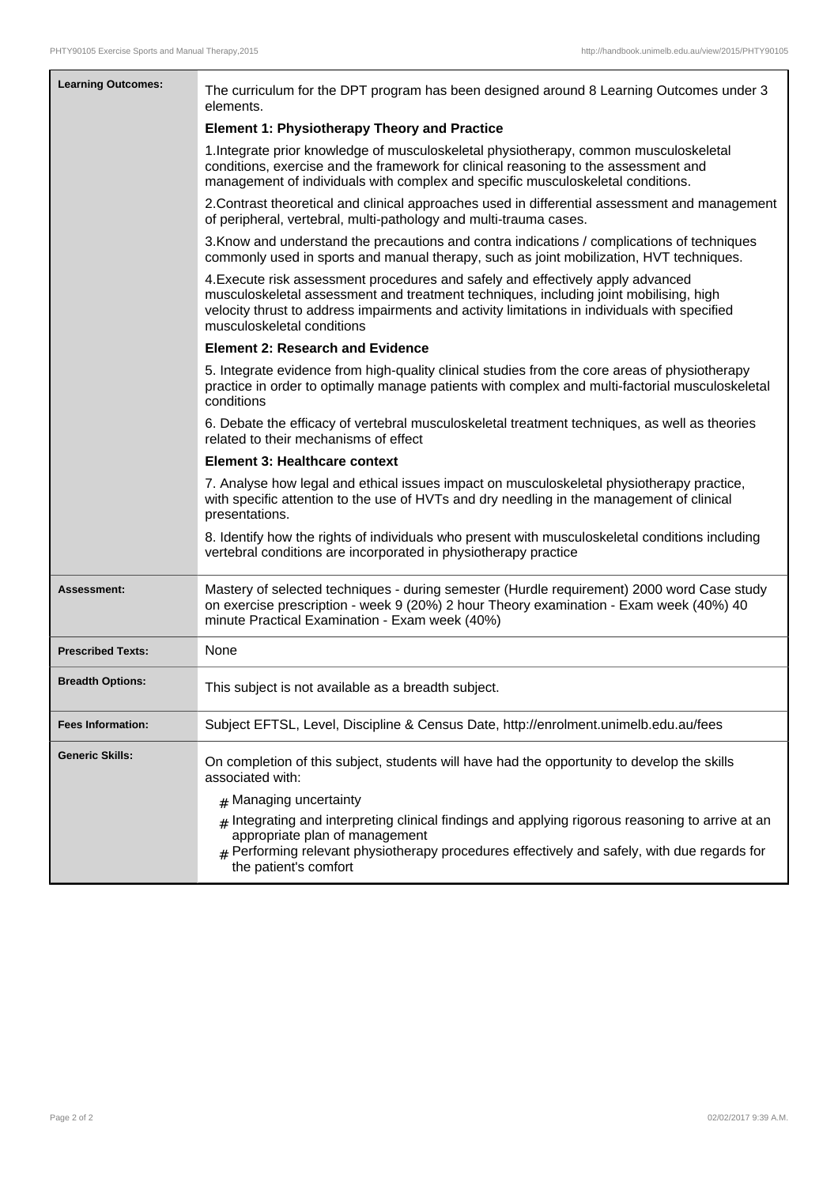| | |
|---|---|
| **Learning Outcomes:** | The curriculum for the DPT program has been designed around 8 Learning Outcomes under 3 elements.<br>**Element 1: Physiotherapy Theory and Practice**<br>1.Integrate prior knowledge of musculoskeletal physiotherapy, common musculoskeletal conditions, exercise and the framework for clinical reasoning to the assessment and management of individuals with complex and specific musculoskeletal conditions.<br>2.Contrast theoretical and clinical approaches used in differential assessment and management of peripheral, vertebral, multi-pathology and multi-trauma cases.<br>3.Know and understand the precautions and contra indications / complications of techniques commonly used in sports and manual therapy, such as joint mobilization, HVT techniques.<br>4.Execute risk assessment procedures and safely and effectively apply advanced musculoskeletal assessment and treatment techniques, including joint mobilising, high velocity thrust to address impairments and activity limitations in individuals with specified musculoskeletal conditions<br>**Element 2: Research and Evidence**<br>5. Integrate evidence from high-quality clinical studies from the core areas of physiotherapy practice in order to optimally manage patients with complex and multi-factorial musculoskeletal conditions<br>6. Debate the efficacy of vertebral musculoskeletal treatment techniques, as well as theories related to their mechanisms of effect<br>**Element 3: Healthcare context**<br>7. Analyse how legal and ethical issues impact on musculoskeletal physiotherapy practice, with specific attention to the use of HVTs and dry needling in the management of clinical presentations.<br>8. Identify how the rights of individuals who present with musculoskeletal conditions including vertebral conditions are incorporated in physiotherapy practice |
| **Assessment:** | Mastery of selected techniques - during semester (Hurdle requirement) 2000 word Case study on exercise prescription - week 9 (20%) 2 hour Theory examination - Exam week (40%) 40 minute Practical Examination - Exam week (40%) |
| **Prescribed Texts:** | None |
| **Breadth Options:** | This subject is not available as a breadth subject. |
| **Fees Information:** | Subject EFTSL, Level, Discipline & Census Date, http://enrolment.unimelb.edu.au/fees |
| **Generic Skills:** | On completion of this subject, students will have had the opportunity to develop the skills associated with:<br># Managing uncertainty<br># Integrating and interpreting clinical findings and applying rigorous reasoning to arrive at an appropriate plan of management<br># Performing relevant physiotherapy procedures effectively and safely, with due regards for the patient's comfort |